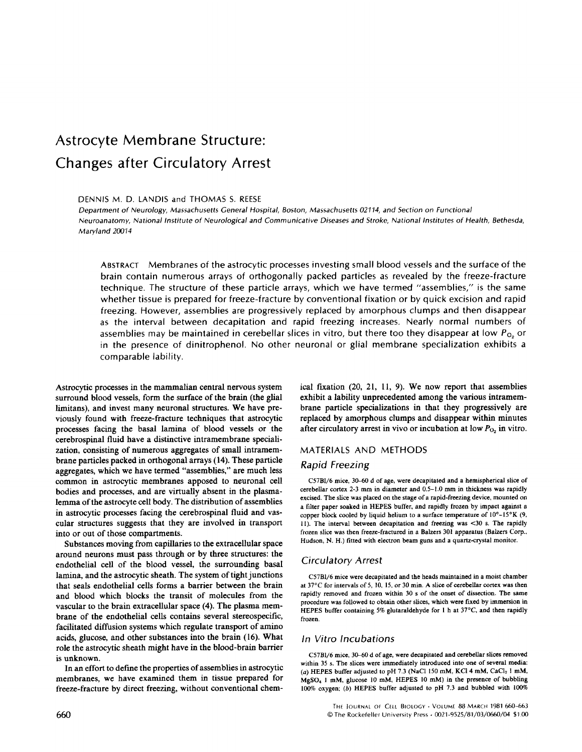# Astrocyte Membrane Structure: Changes after Circulatory Arrest

DENNIS M. D. LANDIS and THOMAS S. REESE

*Department of Neurology, Massachusetts General Hospital, Boston, Massachusetts 02114, and Section on Functional Neuroanatomy, National Institute of Neurological and Communicative Diseases and Stroke, National Institutes of Health, Bethesda, Maryland 20014*

ABSTRACT Membranes of the astrocytic processes investing small blood vessels and the surface of the brain contain numerous arrays of orthogonally packed particles as revealed by the freeze-fracture technique. The structure of these particle arrays, which we have termed "assemblies," is the same whether tissue is prepared for freeze-fracture by conventional fixation or by quick excision and rapid freezing. However, assemblies are progressively replaced by amorphous clumps and then disappear as the interval between decapitation and rapid freezing increases. Nearly normal numbers of assemblies may be maintained in cerebellar slices in vitro, but there too they disappear at low $P_{O_2}$ or in the presence of dinitrophenol. No other neuronal or glial membrane specialization exhibits a comparable lability.

Astrocytic processes in the mammalian central nervous system surround blood vessels, form the surface of the brain (the glial limitans), and invest many neuronal structures. We have previously found with freeze-fracture techniques that astrocytic processes facing the basal lamina of blood vessels or the cerebrospinal fluid have a distinctive intramembrane specialization, consisting of numerous aggregates of small intramembrane particles packed in orthogonal arrays (14). These particle aggregates, which we have termed "assemblies," are much less common in astrocytic membranes apposed to neuronal cell bodies and processes, and are virtually absent in the plasmalemma of the astrocyte cell body. The distribution of assemblies in astrocytic processes facing the cerebrospinal fluid and vascular structures suggests that they are involved in transport into or out of those compartments.

Substances moving from capillaries to the extracellular space around neurons must pass through or by three structures: the endothelial cell of the blood vessel, the surrounding basal lamina, and the astrocytic sheath. The system of tight junctions that seals endothelial cells forms a barrier between the brain and blood which blocks the transit of molecules from the vascular to the brain extracellular space (4). The plasma membrane of the endothelial cells contains several stereospecific, facilitated diffusion systems which regulate transport of amino acids, glucose, and other substances into the brain (16). What role the astrocytic sheath might have in the blood-brain barrier is unknown.

In an effort to define the properties of assemblies in astrocytic membranes, we have examined them in tissue prepared for freeze-fracture by direct freezing, without conventional chemical fixation (20, 21, 11, 9). We now report that assemblies exhibit a lability unprecedented among the various intramembrane particle specializations in that they progressively are replaced by amorphous clumps and disappear within minutes after circulatory arrest in vivo or incubation at low $P_{O_2}$ in vitro.

## MATERIALS AND METHODS

### Rapid Freezing

C57Bl/6 mice, 30–60 d of age, were decapitated and a hemispherical slice of cerebellar cortex 2-3 mm in diameter and 0.5–1.0 mm in thickness was rapidly excised. The slice was placed on the stage of a rapid-freezing device, mounted on a filter paper soaked in HEPES buffer, and rapidly frozen by impact against a copper block cooled by liquid helium to a surface temperature of 10°–15°K (9, 11). The interval between decapitation and freezing was <30 s. The rapidly frozen slice was then freeze-fractured in a Balzers 301 apparatus (Balzers Corp., Hudson, N. H.) fitted with electron beam guns and a quartz-crystal monitor.

### Circulatory Arrest

C57Bl/6 mice were decapitated and the heads maintained in a moist chamber at 37°C for intervals of 5, 10, 15, or 30 min. A slice of cerebellar cortex was then rapidly removed and frozen within 30 s of the onset of dissection. The same procedure was followed to obtain other slices, which were fixed by immersion in HEPES buffer containing 5% glutaraldehyde for 1 h at 37°C, and then rapidly frozen.

### In Vitro Incubations

C57Bl/6 mice, 30–60 d of age, were decapitated and cerebellar slices removed within 35 s. The slices were immediately introduced into one of several media: (*a*) HEPES buffer adjusted to pH 7.3 (NaCl 150 mM, KCl 4 mM, $CaCl_2$ 1 mM, $MgSO_4$ 1 mM, glucose 10 mM, HEPES 10 mM) in the presence of bubbling 100% oxygen; (*b*) HEPES buffer adjusted to pH 7.3 and bubbled with 100%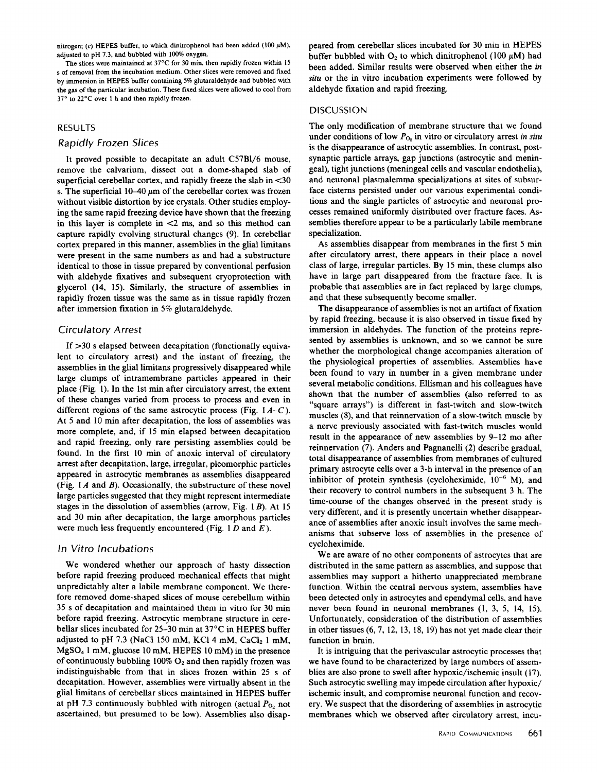nitrogen; (*c*) HEPES buffer, to which dinitrophenol had been added (100 μM), adjusted to pH 7.3, and bubbled with 100% oxygen.

The slices were maintained at 37°C for 30 min, then rapidly frozen within 15 s of removal from the incubation medium. Other slices were removed and fixed by immersion in HEPES buffer containing 5% glutaraldehyde and bubbled with the gas of the particular incubation. These fixed slices were allowed to cool from 37° to 22°C over 1 h and then rapidly frozen.

## RESULTS

### Rapidly Frozen Slices

It proved possible to decapitate an adult C57Bl/6 mouse, remove the calvarium, dissect out a dome-shaped slab of superficial cerebellar cortex, and rapidly freeze the slab in <30 s. The superficial 10–40 μm of the cerebellar cortex was frozen without visible distortion by ice crystals. Other studies employing the same rapid freezing device have shown that the freezing in this layer is complete in <2 ms, and so this method can capture rapidly evolving structural changes (9). In cerebellar cortex prepared in this manner, assemblies in the glial limitans were present in the same numbers as and had a substructure identical to those in tissue prepared by conventional perfusion with aldehyde fixatives and subsequent cryoprotection with glycerol (14, 15). Similarly, the structure of assemblies in rapidly frozen tissue was the same as in tissue rapidly frozen after immersion fixation in 5% glutaraldehyde.

### Circulatory Arrest

If >30 s elapsed between decapitation (functionally equivalent to circulatory arrest) and the instant of freezing, the assemblies in the glial limitans progressively disappeared while large clumps of intramembrane particles appeared in their place (Fig. 1). In the 1st min after circulatory arrest, the extent of these changes varied from process to process and even in different regions of the same astrocytic process (Fig. 1 *A*–*C*). At 5 and 10 min after decapitation, the loss of assemblies was more complete, and, if 15 min elapsed between decapitation and rapid freezing, only rare persisting assemblies could be found. In the first 10 min of anoxic interval of circulatory arrest after decapitation, large, irregular, pleomorphic particles appeared in astrocytic membranes as assemblies disappeared (Fig. 1 *A* and *B*). Occasionally, the substructure of these novel large particles suggested that they might represent intermediate stages in the dissolution of assemblies (arrow, Fig. 1 *B*). At 15 and 30 min after decapitation, the large amorphous particles were much less frequently encountered (Fig. 1 *D* and *E*).

### In Vitro Incubations

We wondered whether our approach of hasty dissection before rapid freezing produced mechanical effects that might unpredictably alter a labile membrane component. We therefore removed dome-shaped slices of mouse cerebellum within 35 s of decapitation and maintained them in vitro for 30 min before rapid freezing. Astrocytic membrane structure in cerebellar slices incubated for 25–30 min at 37°C in HEPES buffer adjusted to pH 7.3 (NaCl 150 mM, KCl 4 mM, $CaCl_2$ 1 mM, $MgSO_4$ 1 mM, glucose 10 mM, HEPES 10 mM) in the presence of continuously bubbling 100% $O_2$ and then rapidly frozen was indistinguishable from that in slices frozen within 25 s of decapitation. However, assemblies were virtually absent in the glial limitans of cerebellar slices maintained in HEPES buffer at pH 7.3 continuously bubbled with nitrogen (actual $P_{O_2}$ not ascertained, but presumed to be low). Assemblies also disappeared from cerebellar slices incubated for 30 min in HEPES buffer bubbled with $O_2$ to which dinitrophenol (100 μM) had been added. Similar results were observed when either the *in situ* or the in vitro incubation experiments were followed by aldehyde fixation and rapid freezing.

## DISCUSSION

The only modification of membrane structure that we found under conditions of low $P_{O_2}$ in vitro or circulatory arrest *in situ* is the disappearance of astrocytic assemblies. In contrast, postsynaptic particle arrays, gap junctions (astrocytic and meningeal), tight junctions (meningeal cells and vascular endothelia), and neuronal plasmalemma specializations at sites of subsurface cisterns persisted under our various experimental conditions and the single particles of astrocytic and neuronal processes remained uniformly distributed over fracture faces. Assemblies therefore appear to be a particularly labile membrane specialization.

As assemblies disappear from membranes in the first 5 min after circulatory arrest, there appears in their place a novel class of large, irregular particles. By 15 min, these clumps also have in large part disappeared from the fracture face. It is probable that assemblies are in fact replaced by large clumps, and that these subsequently become smaller.

The disappearance of assemblies is not an artifact of fixation by rapid freezing, because it is also observed in tissue fixed by immersion in aldehydes. The function of the proteins represented by assemblies is unknown, and so we cannot be sure whether the morphological change accompanies alteration of the physiological properties of assemblies. Assemblies have been found to vary in number in a given membrane under several metabolic conditions. Ellisman and his colleagues have shown that the number of assemblies (also referred to as "square arrays") is different in fast-twitch and slow-twitch muscles (8), and that reinnervation of a slow-twitch muscle by a nerve previously associated with fast-twitch muscles would result in the appearance of new assemblies by 9–12 mo after reinnervation (7). Anders and Pagnanelli (2) describe gradual, total disappearance of assemblies from membranes of cultured primary astrocyte cells over a 3-h interval in the presence of an inhibitor of protein synthesis (cycloheximide, $10^{-6}$ M), and their recovery to control numbers in the subsequent 3 h. The time-course of the changes observed in the present study is very different, and it is presently uncertain whether disappearance of assemblies after anoxic insult involves the same mechanisms that subserve loss of assemblies in the presence of cycloheximide.

We are aware of no other components of astrocytes that are distributed in the same pattern as assemblies, and suppose that assemblies may support a hitherto unappreciated membrane function. Within the central nervous system, assemblies have been detected only in astrocytes and ependymal cells, and have never been found in neuronal membranes (1, 3, 5, 14, 15). Unfortunately, consideration of the distribution of assemblies in other tissues (6, 7, 12, 13, 18, 19) has not yet made clear their function in brain.

It is intriguing that the perivascular astrocytic processes that we have found to be characterized by large numbers of assemblies are also prone to swell after hypoxic/ischemic insult (17). Such astrocytic swelling may impede circulation after hypoxic/ischemic insult, and compromise neuronal function and recovery. We suspect that the disordering of assemblies in astrocytic membranes which we observed after circulatory arrest, incu-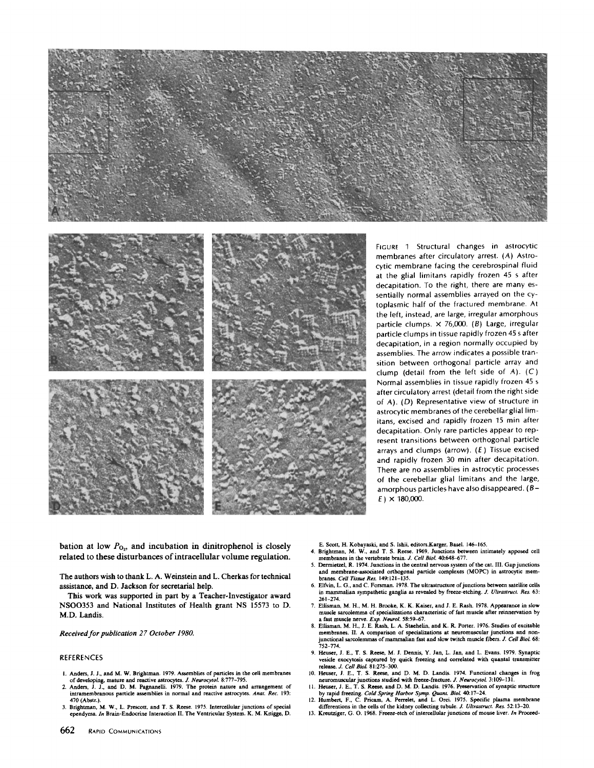FIGURE 1 Structural changes in astrocytic membranes after circulatory arrest. (*A*) Astrocytic membrane facing the cerebrospinal fluid at the glial limitans rapidly frozen 45 s after decapitation. To the right, there are many essentially normal assemblies arrayed on the cytoplasmic half of the fractured membrane. At the left, instead, are large, irregular amorphous particle clumps. × 76,000. (*B*) Large, irregular particle clumps in tissue rapidly frozen 45 s after decapitation, in a region normally occupied by assemblies. The arrow indicates a possible transition between orthogonal particle array and clump (detail from the left side of *A*). (*C*) Normal assemblies in tissue rapidly frozen 45 s after circulatory arrest (detail from the right side of *A*). (*D*) Representative view of structure in astrocytic membranes of the cerebellar glial limitans, excised and rapidly frozen 15 min after decapitation. Only rare particles appear to represent transitions between orthogonal particle arrays and clumps (arrow). (*E*) Tissue excised and rapidly frozen 30 min after decapitation. There are no assemblies in astrocytic processes of the cerebellar glial limitans and the large, amorphous particles have also disappeared. (*B*–*E*) × 180,000.

bation at low $P_{O_2}$, and incubation in dinitrophenol is closely related to these disturbances of intracellular volume regulation.

The authors wish to thank L. A. Weinstein and L. Cherkas for technical assistance, and D. Jackson for secretarial help.

This work was supported in part by a Teacher-Investigator award NSO0353 and National Institutes of Health grant NS 15573 to D. M.D. Landis.

*Received for publication 27 October 1980.*

## REFERENCES

1. Anders, J. J., and M. W. Brightman. 1979. Assemblies of particles in the cell membranes of developing, mature and reactive astrocytes. *J. Neurocytol.* 8:777–795.
2. Anders, J. J., and D. M. Pagnanelli. 1979. The protein nature and arrangement of intramembranous particle assemblies in normal and reactive astrocytes. *Anat. Rec.* 193: 470 (Abstr.).
3. Brightman, M. W., L. Prescott, and T. S. Reese. 1975. Intercellular junctions of special ependyma. *In* Brain-Endocrine Interaction II. The Ventricular System. K. M. Knigge, D. E. Scott, H. Kobayaski, and S. Ishii, editors.Karger, Basel. 146–165.
4. Brightman, M. W., and T. S. Reese. 1969. Junctions between intimately apposed cell membranes in the vertebrate brain. *J. Cell Biol.* 40:648–677.
5. Dermietzel, R. 1974. Junctions in the central nervous system of the cat. III. Gap junctions and membrane-associated orthogonal particle complexes (MOPC) in astrocytic membranes. *Cell Tissue Res.* 149:121–135.
6. Elfvin, L. G., and C. Forsman. 1978. The ultrastructure of junctions between satellite cells in mammalian sympathetic ganglia as revealed by freeze-etching. *J. Ultrastruct. Res.* 63: 261–274.
7. Ellisman, M. H., M. H. Brooke, K. K. Kaiser, and J. E. Rash. 1978. Appearance in slow muscle sarcolemma of specializations characteristic of fast muscle after reinnervation by a fast muscle nerve. *Exp. Neurol.* 58:59–67.
8. Ellisman, M. H., J. E. Rash, L. A. Staehelin, and K. R. Porter. 1976. Studies of excitable membranes. II. A comparison of specializations at neuromuscular junctions and nonjunctional sarcolemmas of mammalian fast and slow twitch muscle fibers. *J. Cell Biol.* 68: 752–774.
9. Heuser, J. E., T. S. Reese, M. J. Dennis, Y. Jan, L. Jan, and L. Evans. 1979. Synaptic vesicle exocytosis captured by quick freezing and correlated with quantal transmitter release. *J. Cell Biol.* 81:275–300.
10. Heuser, J. E., T. S. Reese, and D. M. D. Landis. 1974. Functional changes in frog neuromuscular junctions studied with freeze-fracture. *J. Neurocytol.* 3:109–131.
11. Heuser, J. E., T. S. Reese, and D. M. D. Landis. 1976. Preservation of synaptic structure by rapid freezing. *Cold Spring Harbor Symp. Quant. Biol.* 40:17–24.
12. Humbert, F., C. Pricam, A. Perrelet, and L. Orci. 1975. Specific plasma membrane differentions in the cells of the kidney collecting tubule. *J. Ultrastruct. Res.* 52:13–20.
13. Kreutziger, G. O. 1968. Freeze-etch of intercellular junctions of mouse liver. *In* Proceed-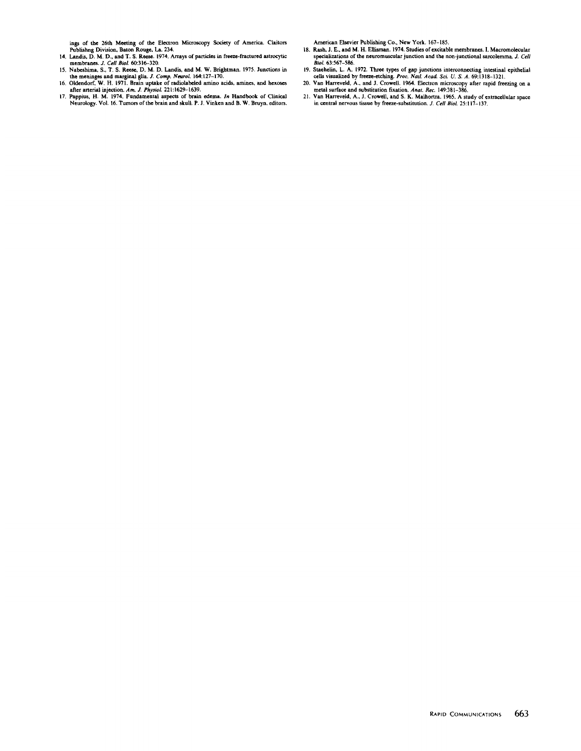ings of the 26th Meeting of the Electron Microscopy Society of America. Claitors Publishng Division, Baton Rouge, La. 234.

14. Landis, D. M. D., and T. S. Reese. 1974. Arrays of particles in freeze-fractured astrocytic membranes. *J. Cell Biol.* 60:316–320.
15. Nabeshima, S., T. S. Reese, D. M. D. Landis, and M. W. Brightman. 1975. Junctions in the meninges and marginal glia. *J. Comp. Neurol.* 164:127–170.
16. Oldendorf, W. H. 1971. Brain uptake of radiolabeled amino acids, amines, and hexoses after arterial injection. *Am. J. Physiol.* 221:1629–1639.
17. Pappius, H. M. 1974. Fundamental aspects of brain edema. *In* Handbook of Clinical Neurology. Vol. 16. Tumors of the brain and skull. P. J. Vinken and B. W. Bruyn, editors. American Elsevier Publishing Co., New York. 167–185.
18. Rash, J. E., and M. H. Ellisman. 1974. Studies of excitable membranes. I. Macromolecular specializations of the neuromuscular junction and the non-junctional sarcolemma. *J. Cell Biol.* 63:567–586.
19. Staehelin, L. A. 1972. Three types of gap junctions interconnecting intestinal epithelial cells visualized by freeze-etching. *Proc. Natl. Acad. Sci. U. S. A.* 69:1318–1321.
20. Van Harreveld, A., and J. Crowell. 1964. Electron microscopy after rapid freezing on a metal surface and substitution fixation. *Anat. Rec.* 149:381–386.
21. Van Harreveld, A., J. Crowell, and S. K. Malhortra. 1965. A study of extracellular space in central nervous tissue by freeze-substitution. *J. Cell Biol.* 25:117–137.